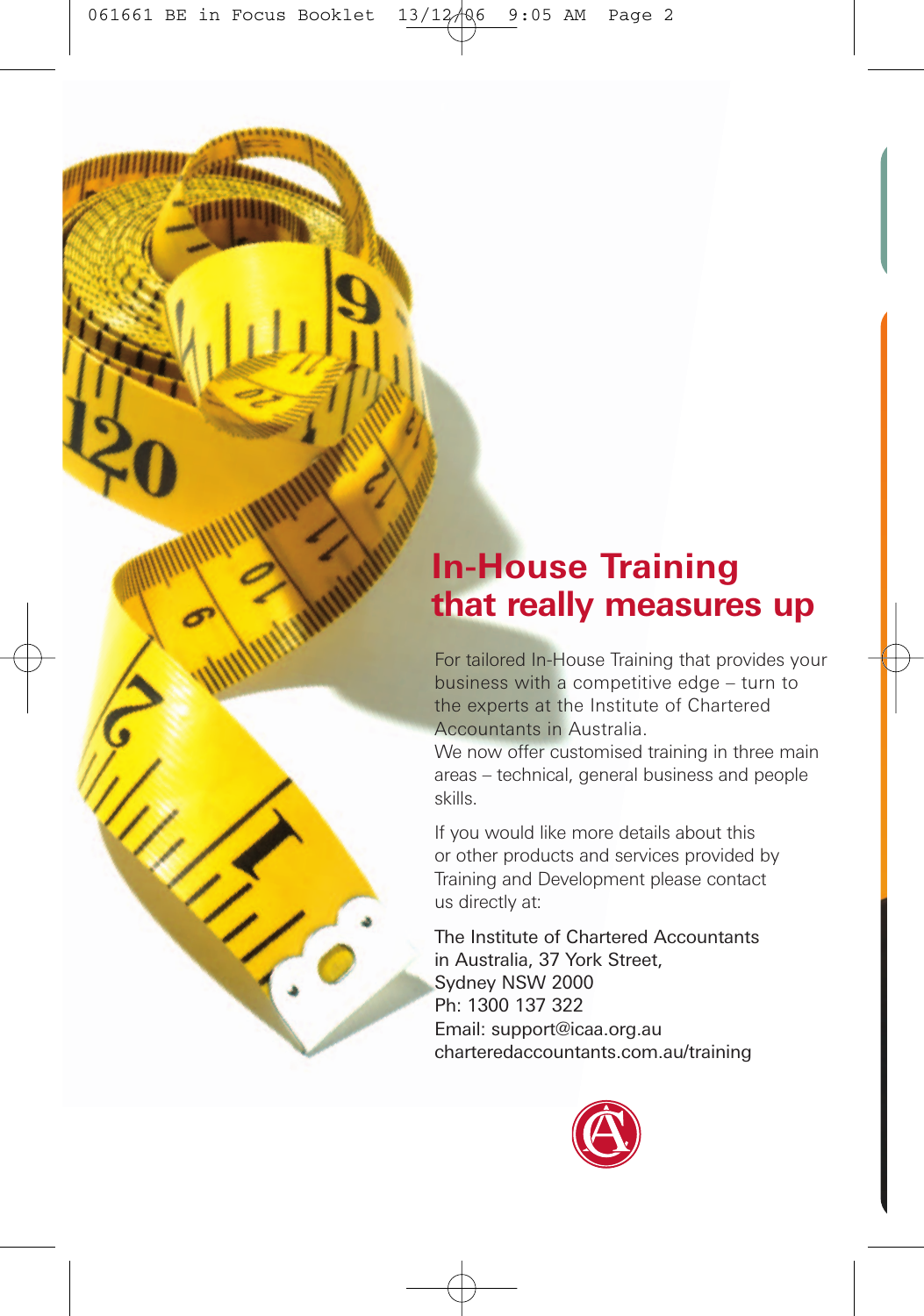# In-House Training that really measures up

For tailored In-House Training that provides your business with a competitive edge – turn to the experts at the Institute of Chartered Accountants in Australia.
We now offer customised training in three main areas – technical, general business and people skills.

If you would like more details about this or other products and services provided by Training and Development please contact us directly at:

The Institute of Chartered Accountants in Australia, 37 York Street, Sydney NSW 2000
Ph: 1300 137 322
Email: support@icaa.org.au
charteredaccountants.com.au/training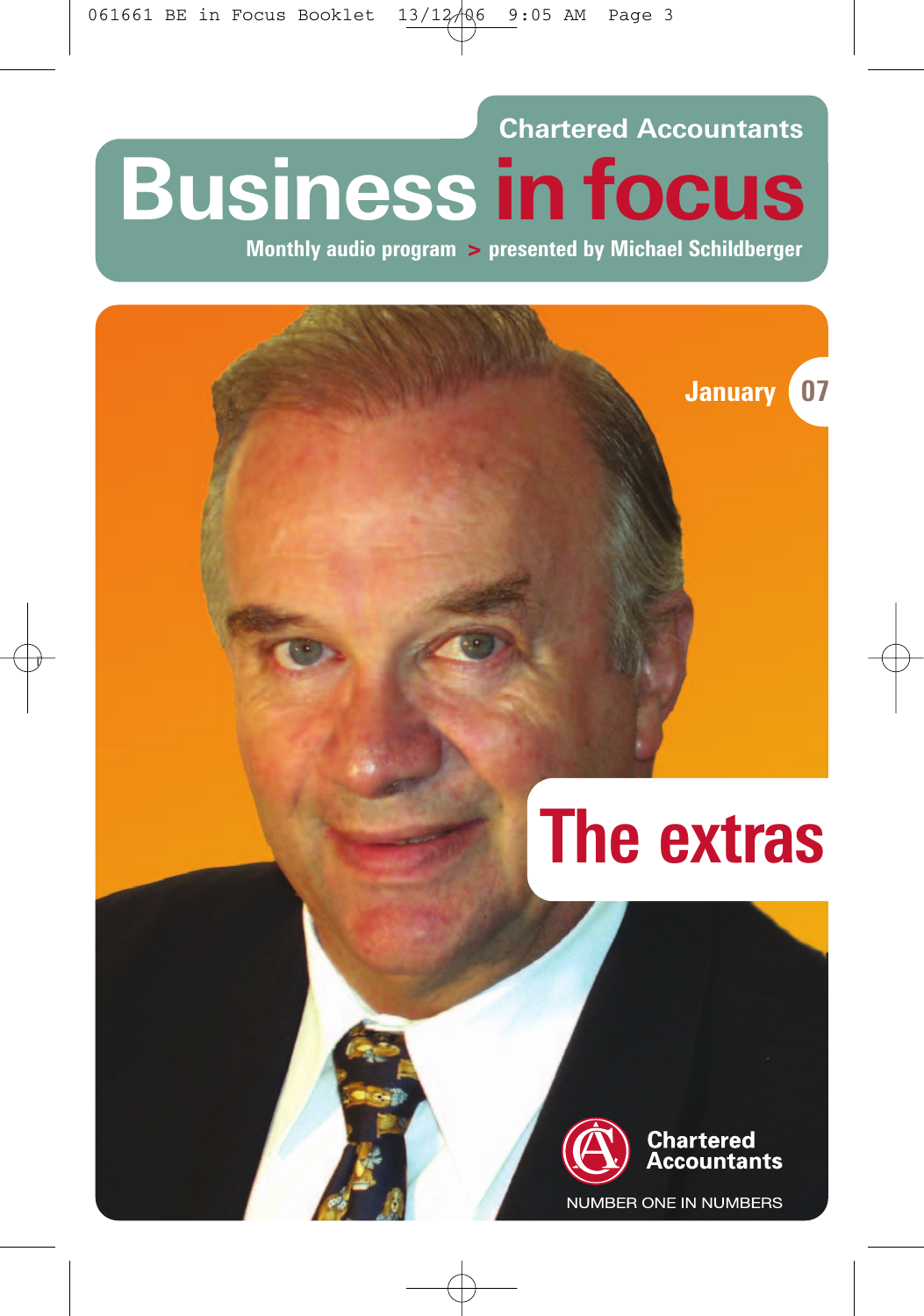Chartered Accountants

# Business in focus

**Monthly audio program > presented by Michael Schildberger**

January 07

## The extras

Chartered Accountants

NUMBER ONE IN NUMBERS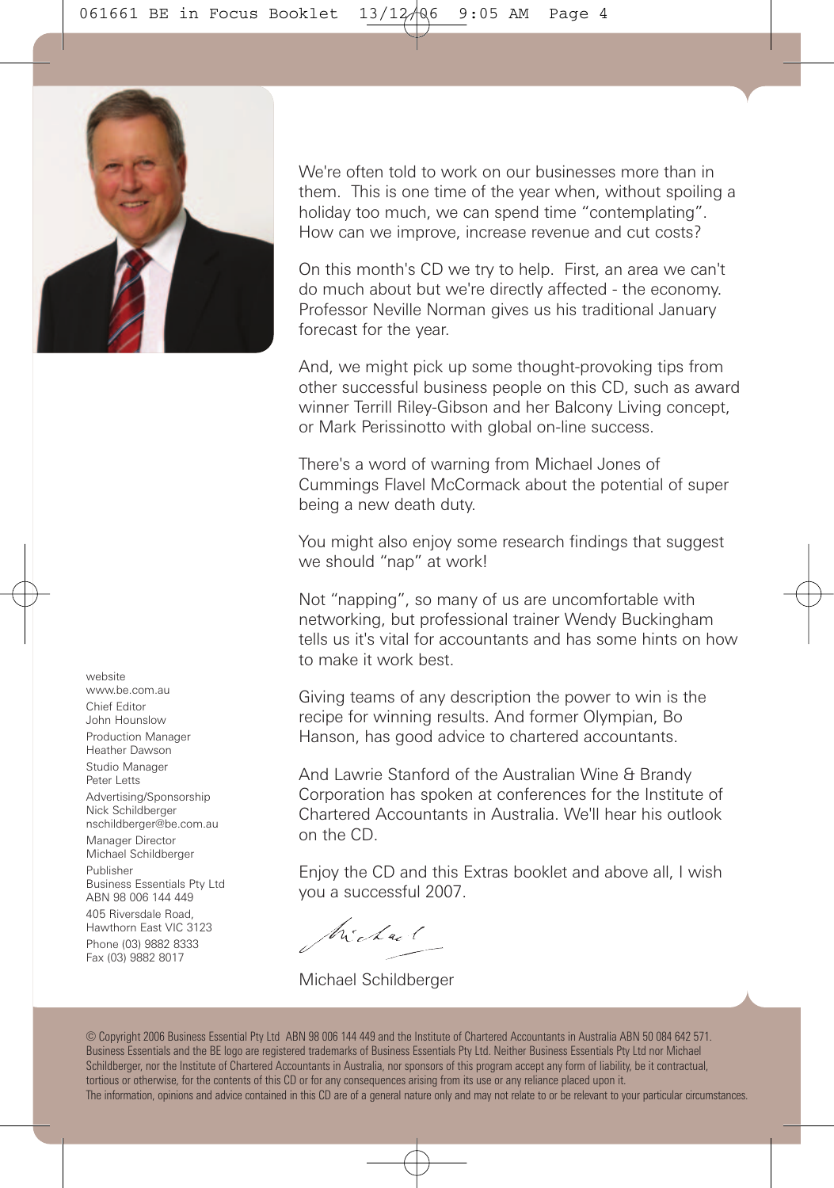We're often told to work on our businesses more than in them. This is one time of the year when, without spoiling a holiday too much, we can spend time "contemplating". How can we improve, increase revenue and cut costs?

On this month's CD we try to help. First, an area we can't do much about but we're directly affected - the economy. Professor Neville Norman gives us his traditional January forecast for the year.

And, we might pick up some thought-provoking tips from other successful business people on this CD, such as award winner Terrill Riley-Gibson and her Balcony Living concept, or Mark Perissinotto with global on-line success.

There's a word of warning from Michael Jones of Cummings Flavel McCormack about the potential of super being a new death duty.

You might also enjoy some research findings that suggest we should "nap" at work!

Not "napping", so many of us are uncomfortable with networking, but professional trainer Wendy Buckingham tells us it's vital for accountants and has some hints on how to make it work best.

Giving teams of any description the power to win is the recipe for winning results. And former Olympian, Bo Hanson, has good advice to chartered accountants.

And Lawrie Stanford of the Australian Wine & Brandy Corporation has spoken at conferences for the Institute of Chartered Accountants in Australia. We'll hear his outlook on the CD.

Enjoy the CD and this Extras booklet and above all, I wish you a successful 2007.

Michael Schildberger

website
www.be.com.au

Chief Editor
John Hounslow

Production Manager
Heather Dawson

Studio Manager
Peter Letts

Advertising/Sponsorship
Nick Schildberger
nschildberger@be.com.au

Manager Director
Michael Schildberger

Publisher
Business Essentials Pty Ltd
ABN 98 006 144 449

405 Riversdale Road,
Hawthorn East VIC 3123

Phone (03) 9882 8333
Fax (03) 9882 8017

© Copyright 2006 Business Essential Pty Ltd ABN 98 006 144 449 and the Institute of Chartered Accountants in Australia ABN 50 084 642 571. Business Essentials and the BE logo are registered trademarks of Business Essentials Pty Ltd. Neither Business Essentials Pty Ltd nor Michael Schildberger, nor the Institute of Chartered Accountants in Australia, nor sponsors of this program accept any form of liability, be it contractual, tortious or otherwise, for the contents of this CD or for any consequences arising from its use or any reliance placed upon it.
The information, opinions and advice contained in this CD are of a general nature only and may not relate to or be relevant to your particular circumstances.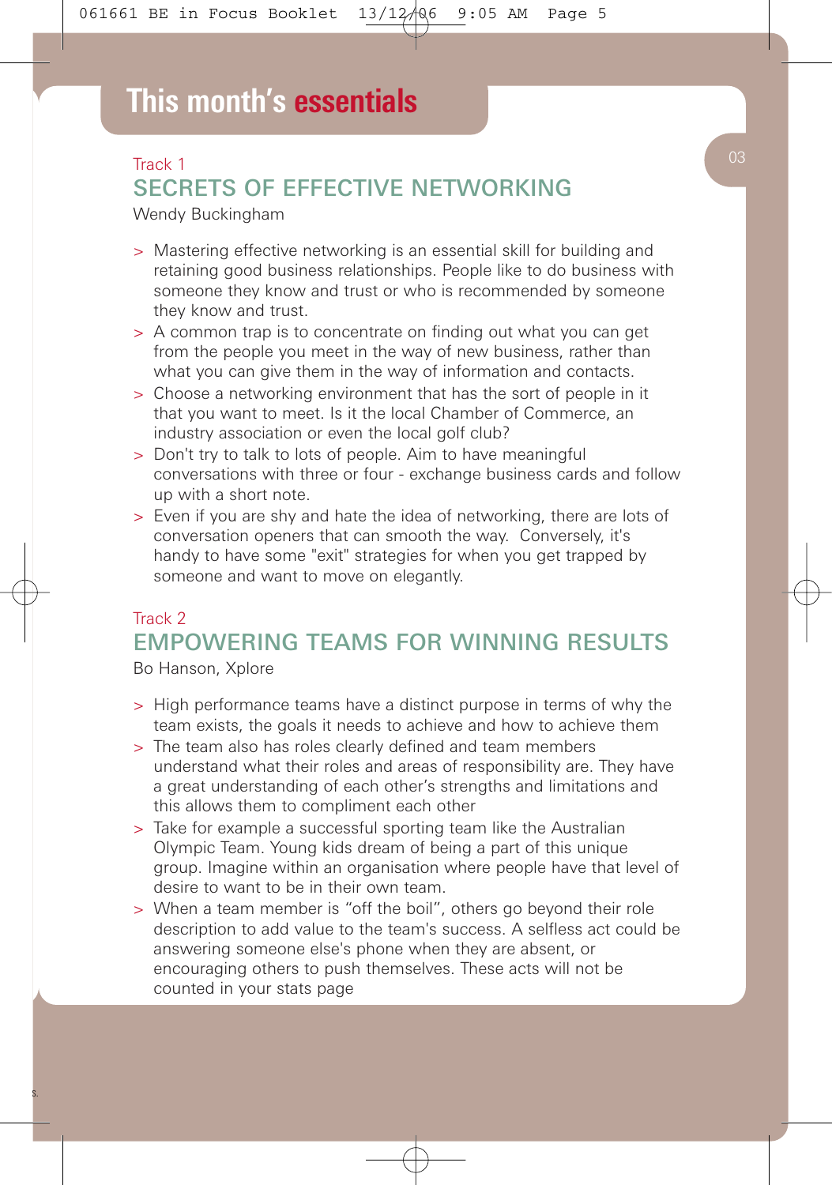# This month's essentials

## Track 1

### SECRETS OF EFFECTIVE NETWORKING

Wendy Buckingham

- Mastering effective networking is an essential skill for building and retaining good business relationships. People like to do business with someone they know and trust or who is recommended by someone they know and trust.
- A common trap is to concentrate on finding out what you can get from the people you meet in the way of new business, rather than what you can give them in the way of information and contacts.
- Choose a networking environment that has the sort of people in it that you want to meet. Is it the local Chamber of Commerce, an industry association or even the local golf club?
- Don't try to talk to lots of people. Aim to have meaningful conversations with three or four - exchange business cards and follow up with a short note.
- Even if you are shy and hate the idea of networking, there are lots of conversation openers that can smooth the way. Conversely, it's handy to have some "exit" strategies for when you get trapped by someone and want to move on elegantly.

## Track 2

### EMPOWERING TEAMS FOR WINNING RESULTS

Bo Hanson, Xplore

- High performance teams have a distinct purpose in terms of why the team exists, the goals it needs to achieve and how to achieve them
- The team also has roles clearly defined and team members understand what their roles and areas of responsibility are. They have a great understanding of each other's strengths and limitations and this allows them to compliment each other
- Take for example a successful sporting team like the Australian Olympic Team. Young kids dream of being a part of this unique group. Imagine within an organisation where people have that level of desire to want to be in their own team.
- When a team member is "off the boil", others go beyond their role description to add value to the team's success. A selfless act could be answering someone else's phone when they are absent, or encouraging others to push themselves. These acts will not be counted in your stats page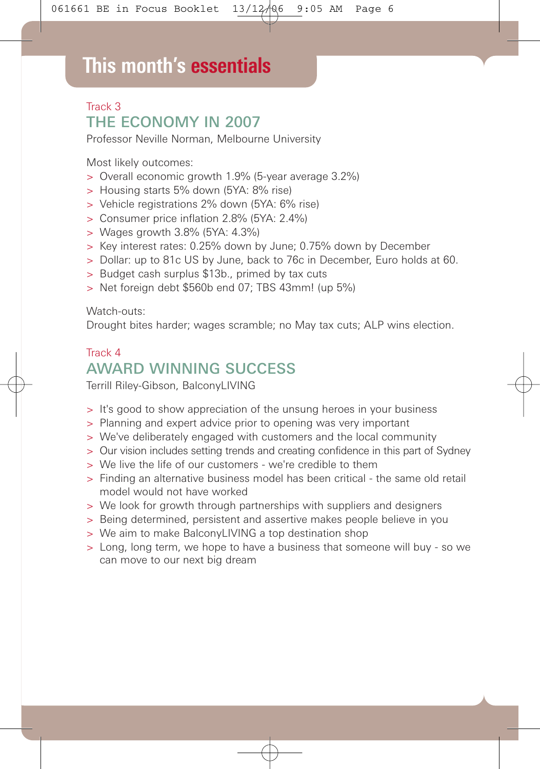# This month's essentials

Track 3

## THE ECONOMY IN 2007

Professor Neville Norman, Melbourne University

Most likely outcomes:

- Overall economic growth 1.9% (5-year average 3.2%)
- Housing starts 5% down (5YA: 8% rise)
- Vehicle registrations 2% down (5YA: 6% rise)
- Consumer price inflation 2.8% (5YA: 2.4%)
- Wages growth 3.8% (5YA: 4.3%)
- Key interest rates: 0.25% down by June; 0.75% down by December
- Dollar: up to 81c US by June, back to 76c in December, Euro holds at 60.
- Budget cash surplus $13b., primed by tax cuts
- Net foreign debt $560b end 07; TBS 43mm! (up 5%)

Watch-outs:
Drought bites harder; wages scramble; no May tax cuts; ALP wins election.

Track 4

## AWARD WINNING SUCCESS

Terrill Riley-Gibson, BalconyLIVING

- It's good to show appreciation of the unsung heroes in your business
- Planning and expert advice prior to opening was very important
- We've deliberately engaged with customers and the local community
- Our vision includes setting trends and creating confidence in this part of Sydney
- We live the life of our customers - we're credible to them
- Finding an alternative business model has been critical - the same old retail model would not have worked
- We look for growth through partnerships with suppliers and designers
- Being determined, persistent and assertive makes people believe in you
- We aim to make BalconyLIVING a top destination shop
- Long, long term, we hope to have a business that someone will buy - so we can move to our next big dream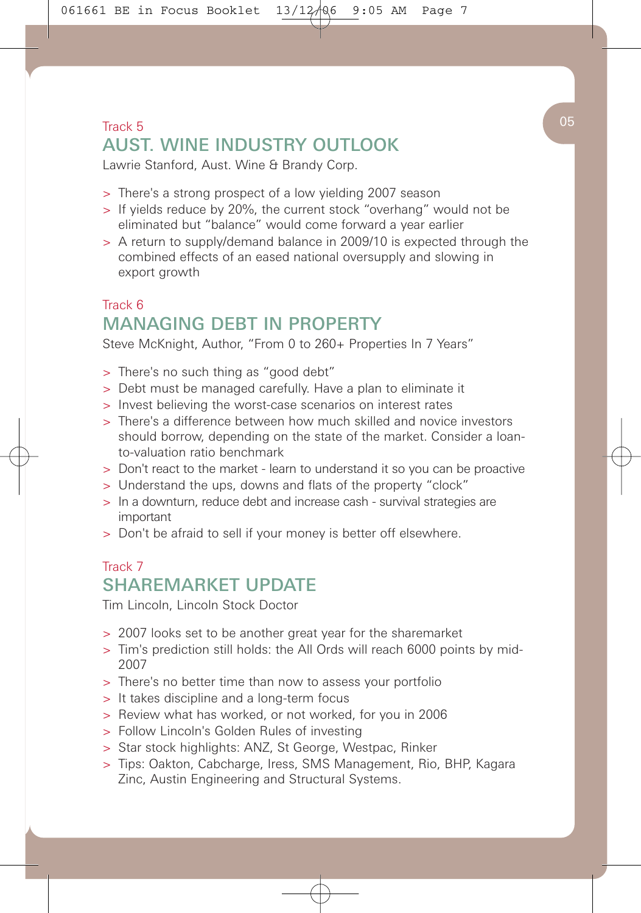Track 5

## AUST. WINE INDUSTRY OUTLOOK

Lawrie Stanford, Aust. Wine & Brandy Corp.

- There's a strong prospect of a low yielding 2007 season
- If yields reduce by 20%, the current stock "overhang" would not be eliminated but "balance" would come forward a year earlier
- A return to supply/demand balance in 2009/10 is expected through the combined effects of an eased national oversupply and slowing in export growth

Track 6

## MANAGING DEBT IN PROPERTY

Steve McKnight, Author, "From 0 to 260+ Properties In 7 Years"

- There's no such thing as "good debt"
- Debt must be managed carefully. Have a plan to eliminate it
- Invest believing the worst-case scenarios on interest rates
- There's a difference between how much skilled and novice investors should borrow, depending on the state of the market. Consider a loan-to-valuation ratio benchmark
- Don't react to the market - learn to understand it so you can be proactive
- Understand the ups, downs and flats of the property "clock"
- In a downturn, reduce debt and increase cash - survival strategies are important
- Don't be afraid to sell if your money is better off elsewhere.

Track 7

## SHAREMARKET UPDATE

Tim Lincoln, Lincoln Stock Doctor

- 2007 looks set to be another great year for the sharemarket
- Tim's prediction still holds: the All Ords will reach 6000 points by mid-2007
- There's no better time than now to assess your portfolio
- It takes discipline and a long-term focus
- Review what has worked, or not worked, for you in 2006
- Follow Lincoln's Golden Rules of investing
- Star stock highlights: ANZ, St George, Westpac, Rinker
- Tips: Oakton, Cabcharge, Iress, SMS Management, Rio, BHP, Kagara Zinc, Austin Engineering and Structural Systems.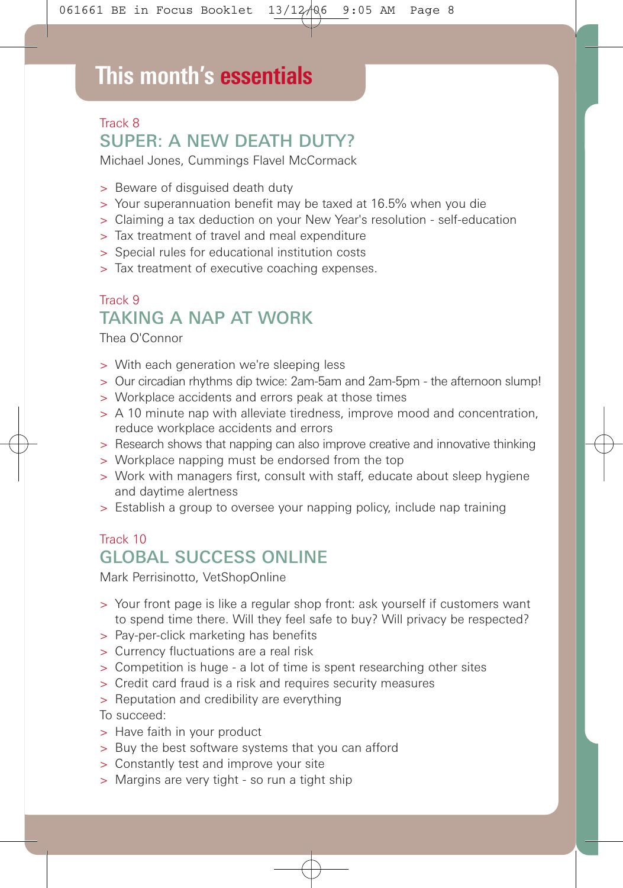# This month's essentials

Track 8

## SUPER: A NEW DEATH DUTY?

Michael Jones, Cummings Flavel McCormack

- Beware of disguised death duty
- Your superannuation benefit may be taxed at 16.5% when you die
- Claiming a tax deduction on your New Year's resolution - self-education
- Tax treatment of travel and meal expenditure
- Special rules for educational institution costs
- Tax treatment of executive coaching expenses.

Track 9

## TAKING A NAP AT WORK

Thea O'Connor

- With each generation we're sleeping less
- Our circadian rhythms dip twice: 2am-5am and 2am-5pm - the afternoon slump!
- Workplace accidents and errors peak at those times
- A 10 minute nap with alleviate tiredness, improve mood and concentration, reduce workplace accidents and errors
- Research shows that napping can also improve creative and innovative thinking
- Workplace napping must be endorsed from the top
- Work with managers first, consult with staff, educate about sleep hygiene and daytime alertness
- Establish a group to oversee your napping policy, include nap training

Track 10

## GLOBAL SUCCESS ONLINE

Mark Perrisinotto, VetShopOnline

- Your front page is like a regular shop front: ask yourself if customers want to spend time there. Will they feel safe to buy? Will privacy be respected?
- Pay-per-click marketing has benefits
- Currency fluctuations are a real risk
- Competition is huge - a lot of time is spent researching other sites
- Credit card fraud is a risk and requires security measures
- Reputation and credibility are everything

To succeed:

- Have faith in your product
- Buy the best software systems that you can afford
- Constantly test and improve your site
- Margins are very tight - so run a tight ship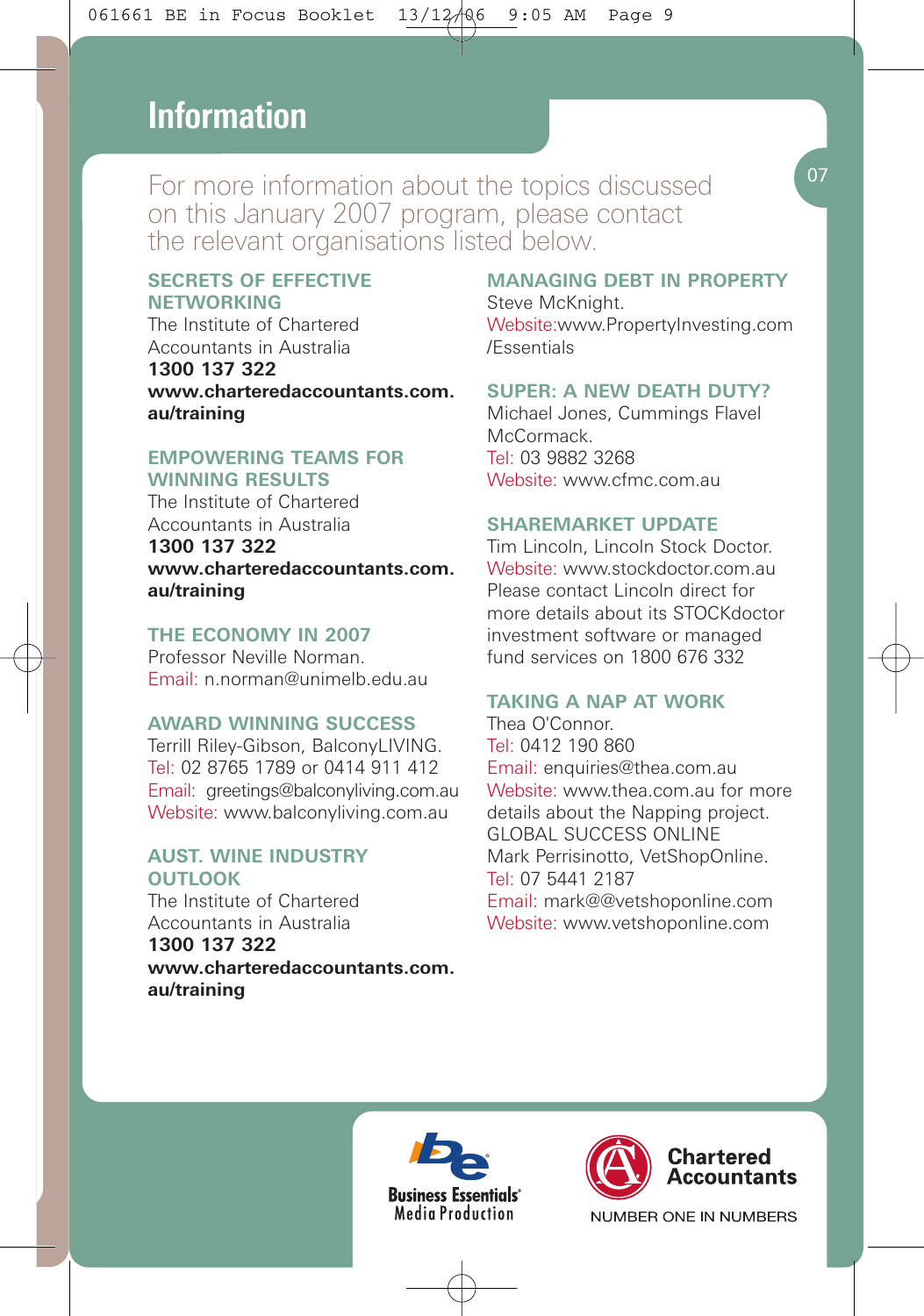# Information

For more information about the topics discussed on this January 2007 program, please contact the relevant organisations listed below.

### SECRETS OF EFFECTIVE NETWORKING

The Institute of Chartered Accountants in Australia
**1300 137 322**
**www.charteredaccountants.com.au/training**

### EMPOWERING TEAMS FOR WINNING RESULTS

The Institute of Chartered Accountants in Australia
**1300 137 322**
**www.charteredaccountants.com.au/training**

### THE ECONOMY IN 2007

Professor Neville Norman.
Email: n.norman@unimelb.edu.au

### AWARD WINNING SUCCESS

Terrill Riley-Gibson, BalconyLIVING.
Tel: 02 8765 1789 or 0414 911 412
Email: greetings@balconyliving.com.au
Website: www.balconyliving.com.au

### AUST. WINE INDUSTRY OUTLOOK

The Institute of Chartered Accountants in Australia
**1300 137 322**
**www.charteredaccountants.com.au/training**

### MANAGING DEBT IN PROPERTY

Steve McKnight.
Website:www.PropertyInvesting.com/Essentials

### SUPER: A NEW DEATH DUTY?

Michael Jones, Cummings Flavel McCormack.
Tel: 03 9882 3268
Website: www.cfmc.com.au

### SHAREMARKET UPDATE

Tim Lincoln, Lincoln Stock Doctor.
Website: www.stockdoctor.com.au
Please contact Lincoln direct for more details about its STOCKdoctor investment software or managed fund services on 1800 676 332

### TAKING A NAP AT WORK

Thea O'Connor.
Tel: 0412 190 860
Email: enquiries@thea.com.au
Website: www.thea.com.au for more details about the Napping project.

GLOBAL SUCCESS ONLINE
Mark Perrisinotto, VetShopOnline.
Tel: 07 5441 2187
Email: mark@@vetshoponline.com
Website: www.vetshoponline.com

Business Essentials® Media Production

Chartered Accountants
NUMBER ONE IN NUMBERS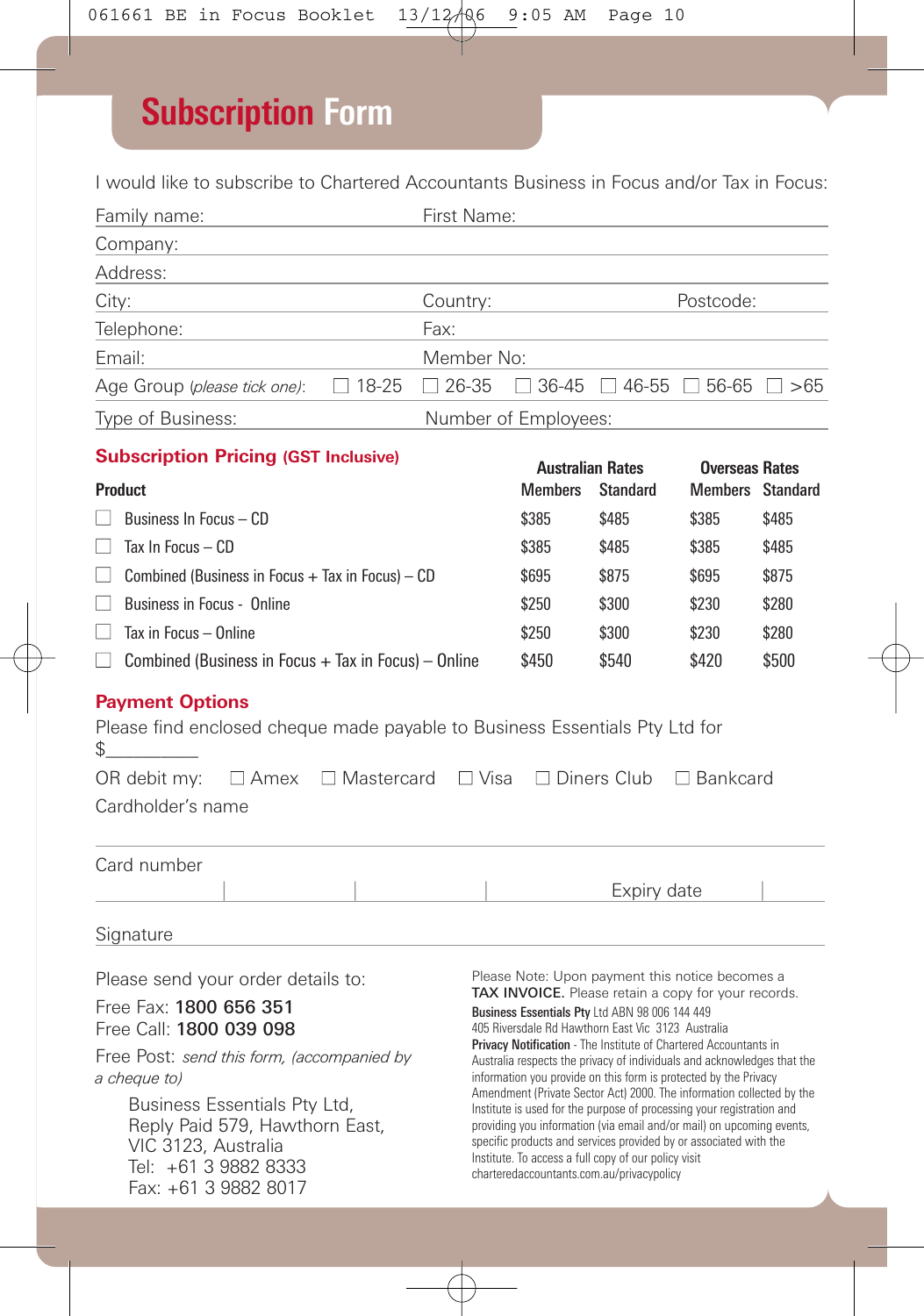# Subscription Form

I would like to subscribe to Chartered Accountants Business in Focus and/or Tax in Focus:

Family name: First Name:

Company:

Address:

City: Country: Postcode:

Telephone: Fax:

Email: Member No:

Age Group (*please tick one*): ☐ 18-25 ☐ 26-35 ☐ 36-45 ☐ 46-55 ☐ 56-65 ☐ >65

Type of Business: Number of Employees:

## Subscription Pricing (GST Inclusive)

| Product | Australian Rates | | Overseas Rates | |
|---|---|---|---|---|
| | Members | Standard | Members | Standard |
| ☐ Business In Focus – CD | $385 | $485 | $385 | $485 |
| ☐ Tax In Focus – CD | $385 | $485 | $385 | $485 |
| ☐ Combined (Business in Focus + Tax in Focus) – CD | $695 | $875 | $695 | $875 |
| ☐ Business in Focus - Online | $250 | $300 | $230 | $280 |
| ☐ Tax in Focus – Online | $250 | $300 | $230 | $280 |
| ☐ Combined (Business in Focus + Tax in Focus) – Online | $450 | $540 | $420 | $500 |

## Payment Options

Please find enclosed cheque made payable to Business Essentials Pty Ltd for $__________

OR debit my: ☐ Amex ☐ Mastercard ☐ Visa ☐ Diners Club ☐ Bankcard

Cardholder's name

Card number

Expiry date

Signature

Please send your order details to:

Free Fax: **1800 656 351**
Free Call: **1800 039 098**

Free Post: *send this form, (accompanied by a cheque to)*

Business Essentials Pty Ltd,
Reply Paid 579, Hawthorn East,
VIC 3123, Australia
Tel: +61 3 9882 8333
Fax: +61 3 9882 8017

Please Note: Upon payment this notice becomes a **TAX INVOICE.** Please retain a copy for your records.

**Business Essentials Pty** Ltd ABN 98 006 144 449
405 Riversdale Rd Hawthorn East Vic 3123 Australia

**Privacy Notification** - The Institute of Chartered Accountants in Australia respects the privacy of individuals and acknowledges that the information you provide on this form is protected by the Privacy Amendment (Private Sector Act) 2000. The information collected by the Institute is used for the purpose of processing your registration and providing you information (via email and/or mail) on upcoming events, specific products and services provided by or associated with the Institute. To access a full copy of our policy visit charteredaccountants.com.au/privacypolicy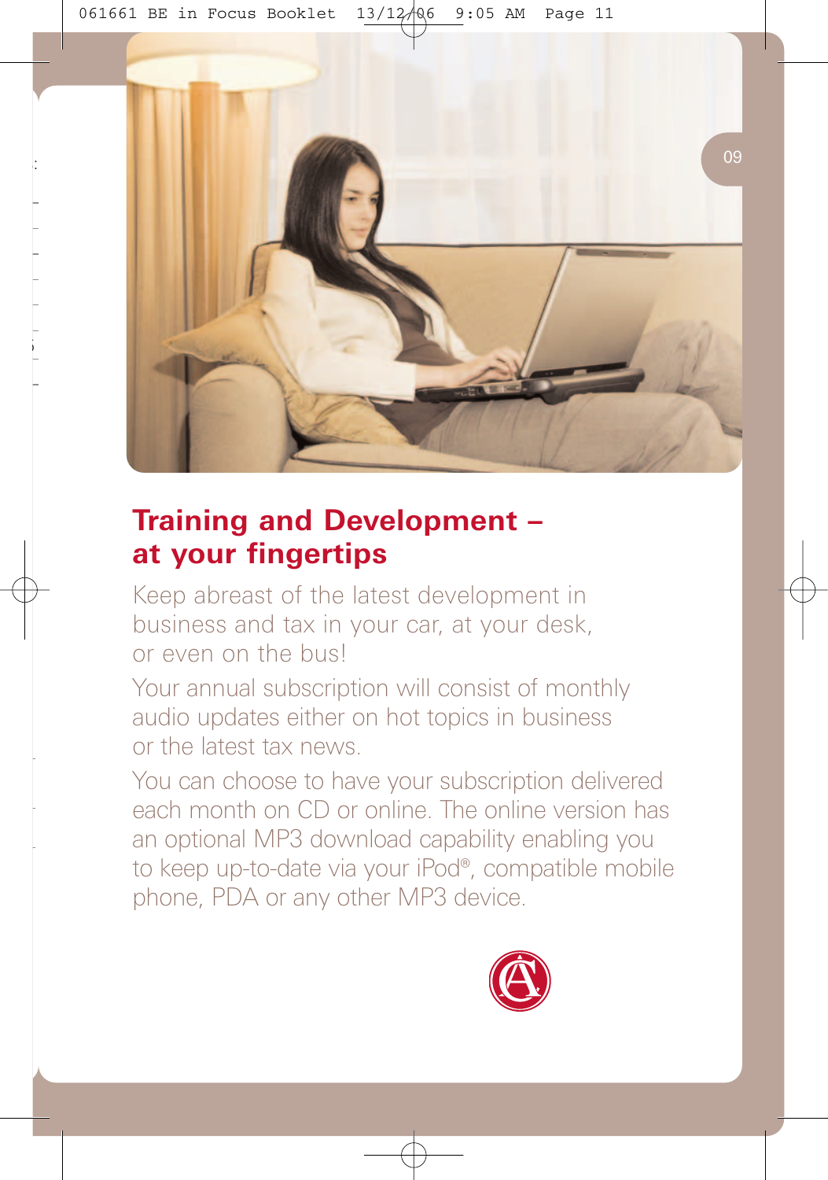## Training and Development – at your fingertips

Keep abreast of the latest development in business and tax in your car, at your desk, or even on the bus!

Your annual subscription will consist of monthly audio updates either on hot topics in business or the latest tax news.

You can choose to have your subscription delivered each month on CD or online. The online version has an optional MP3 download capability enabling you to keep up-to-date via your iPod®, compatible mobile phone, PDA or any other MP3 device.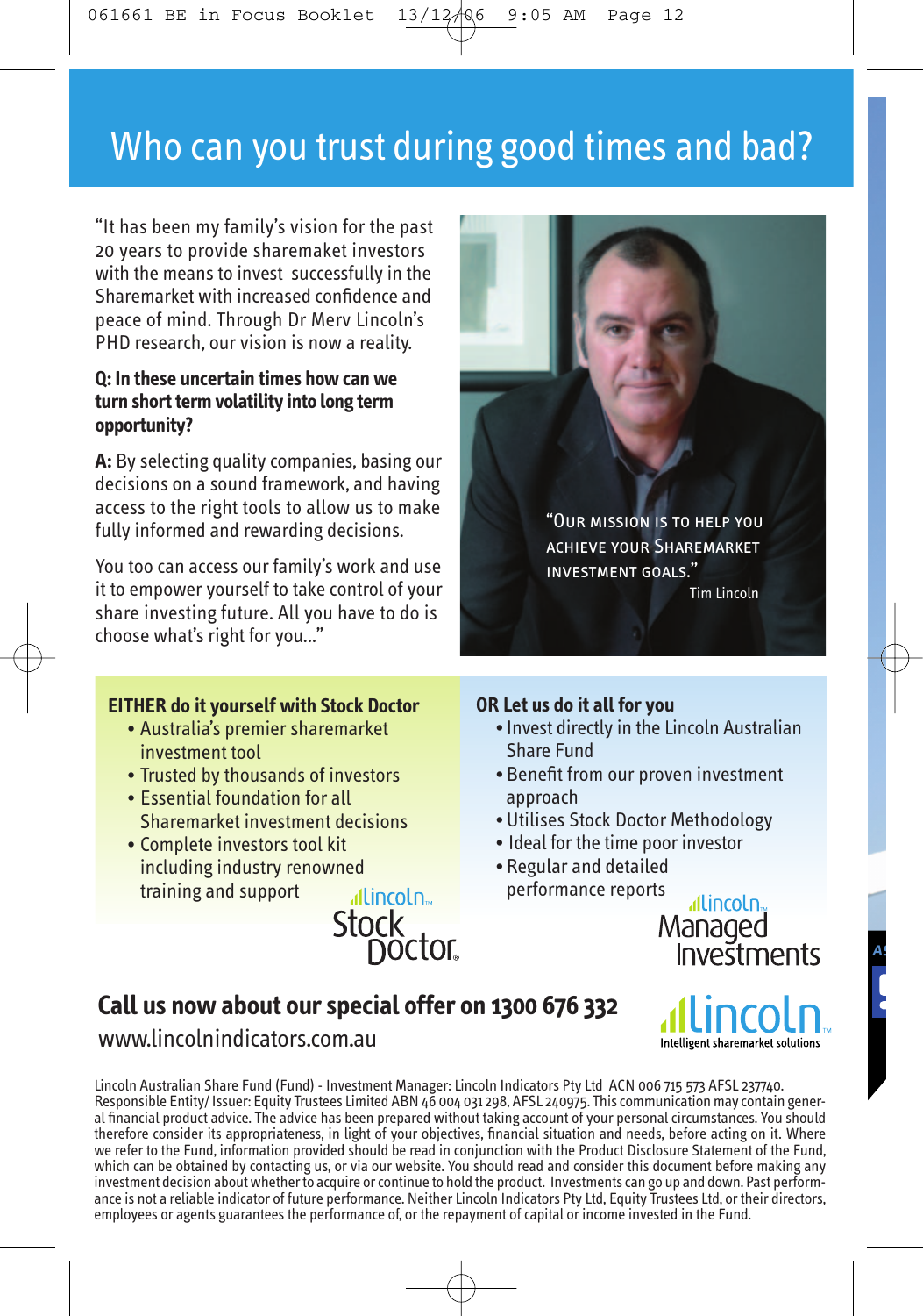# Who can you trust during good times and bad?

"It has been my family's vision for the past 20 years to provide sharemaket investors with the means to invest successfully in the Sharemarket with increased confidence and peace of mind. Through Dr Merv Lincoln's PHD research, our vision is now a reality.

**Q: In these uncertain times how can we turn short term volatility into long term opportunity?**

**A:** By selecting quality companies, basing our decisions on a sound framework, and having access to the right tools to allow us to make fully informed and rewarding decisions.

You too can access our family's work and use it to empower yourself to take control of your share investing future. All you have to do is choose what's right for you..."

"OUR MISSION IS TO HELP YOU ACHIEVE YOUR SHAREMARKET INVESTMENT GOALS."
Tim Lincoln

## EITHER do it yourself with Stock Doctor

- Australia's premier sharemarket investment tool
- Trusted by thousands of investors
- Essential foundation for all Sharemarket investment decisions
- Complete investors tool kit including industry renowned training and support

Lincoln Stock Doctor

## OR Let us do it all for you

- Invest directly in the Lincoln Australian Share Fund
- Benefit from our proven investment approach
- Utilises Stock Doctor Methodology
- Ideal for the time poor investor
- Regular and detailed performance reports

Lincoln Managed Investments

## Call us now about our special offer on 1300 676 332

www.lincolnindicators.com.au

Lincoln — Intelligent sharemarket solutions

Lincoln Australian Share Fund (Fund) - Investment Manager: Lincoln Indicators Pty Ltd ACN 006 715 573 AFSL 237740. Responsible Entity/ Issuer: Equity Trustees Limited ABN 46 004 031 298, AFSL 240975. This communication may contain general financial product advice. The advice has been prepared without taking account of your personal circumstances. You should therefore consider its appropriateness, in light of your objectives, financial situation and needs, before acting on it. Where we refer to the Fund, information provided should be read in conjunction with the Product Disclosure Statement of the Fund, which can be obtained by contacting us, or via our website. You should read and consider this document before making any investment decision about whether to acquire or continue to hold the product. Investments can go up and down. Past performance is not a reliable indicator of future performance. Neither Lincoln Indicators Pty Ltd, Equity Trustees Ltd, or their directors, employees or agents guarantees the performance of, or the repayment of capital or income invested in the Fund.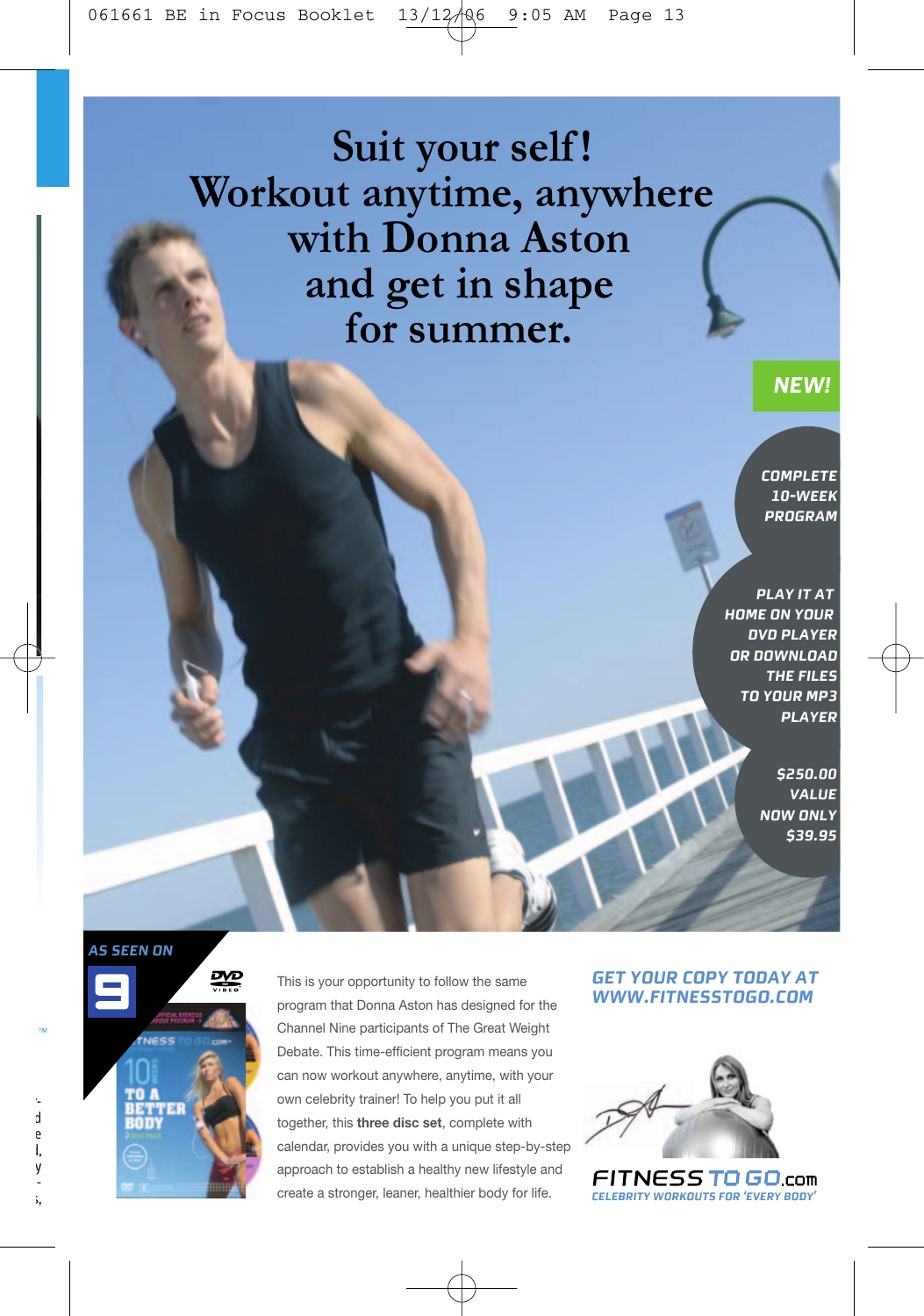# Suit your self! Workout anytime, anywhere with Donna Aston and get in shape for summer.

**NEW!**

**COMPLETE 10-WEEK PROGRAM**

**PLAY IT AT HOME ON YOUR DVD PLAYER OR DOWNLOAD THE FILES TO YOUR MP3 PLAYER**

**$250.00 VALUE NOW ONLY $39.95**

**AS SEEN ON** 9

This is your opportunity to follow the same program that Donna Aston has designed for the Channel Nine participants of The Great Weight Debate. This time-efficient program means you can now workout anywhere, anytime, with your own celebrity trainer! To help you put it all together, this **three disc set**, complete with calendar, provides you with a unique step-by-step approach to establish a healthy new lifestyle and create a stronger, leaner, healthier body for life.

**GET YOUR COPY TODAY AT WWW.FITNESSTOGO.COM**

**FITNESS TO GO.com**

CELEBRITY WORKOUTS FOR 'EVERY BODY'